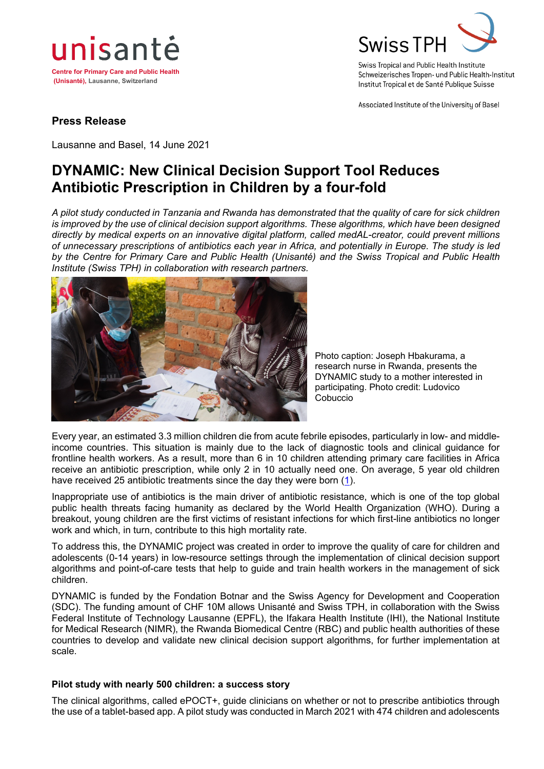unisanté

**Centre for Primary Care and Public Health (Unisanté),** Lausanne, Switzerland

Swiss TPH

Swiss Tropical and Public Health Institute
Schweizerisches Tropen- und Public Health-Institut
Institut Tropical et de Santé Publique Suisse

Associated Institute of the University of Basel

**Press Release**

Lausanne and Basel, 14 June 2021

# DYNAMIC: New Clinical Decision Support Tool Reduces Antibiotic Prescription in Children by a four-fold

*A pilot study conducted in Tanzania and Rwanda has demonstrated that the quality of care for sick children is improved by the use of clinical decision support algorithms. These algorithms, which have been designed directly by medical experts on an innovative digital platform, called medAL-creator, could prevent millions of unnecessary prescriptions of antibiotics each year in Africa, and potentially in Europe. The study is led by the Centre for Primary Care and Public Health (Unisanté) and the Swiss Tropical and Public Health Institute (Swiss TPH) in collaboration with research partners.*

Photo caption: Joseph Hbakurama, a research nurse in Rwanda, presents the DYNAMIC study to a mother interested in participating. Photo credit: Ludovico Cobuccio

Every year, an estimated 3.3 million children die from acute febrile episodes, particularly in low- and middle-income countries. This situation is mainly due to the lack of diagnostic tools and clinical guidance for frontline health workers. As a result, more than 6 in 10 children attending primary care facilities in Africa receive an antibiotic prescription, while only 2 in 10 actually need one. On average, 5 year old children have received 25 antibiotic treatments since the day they were born (1).

Inappropriate use of antibiotics is the main driver of antibiotic resistance, which is one of the top global public health threats facing humanity as declared by the World Health Organization (WHO). During a breakout, young children are the first victims of resistant infections for which first-line antibiotics no longer work and which, in turn, contribute to this high mortality rate.

To address this, the DYNAMIC project was created in order to improve the quality of care for children and adolescents (0-14 years) in low-resource settings through the implementation of clinical decision support algorithms and point-of-care tests that help to guide and train health workers in the management of sick children.

DYNAMIC is funded by the Fondation Botnar and the Swiss Agency for Development and Cooperation (SDC). The funding amount of CHF 10M allows Unisanté and Swiss TPH, in collaboration with the Swiss Federal Institute of Technology Lausanne (EPFL), the Ifakara Health Institute (IHI), the National Institute for Medical Research (NIMR), the Rwanda Biomedical Centre (RBC) and public health authorities of these countries to develop and validate new clinical decision support algorithms, for further implementation at scale.

### Pilot study with nearly 500 children: a success story

The clinical algorithms, called ePOCT+, guide clinicians on whether or not to prescribe antibiotics through the use of a tablet-based app. A pilot study was conducted in March 2021 with 474 children and adolescents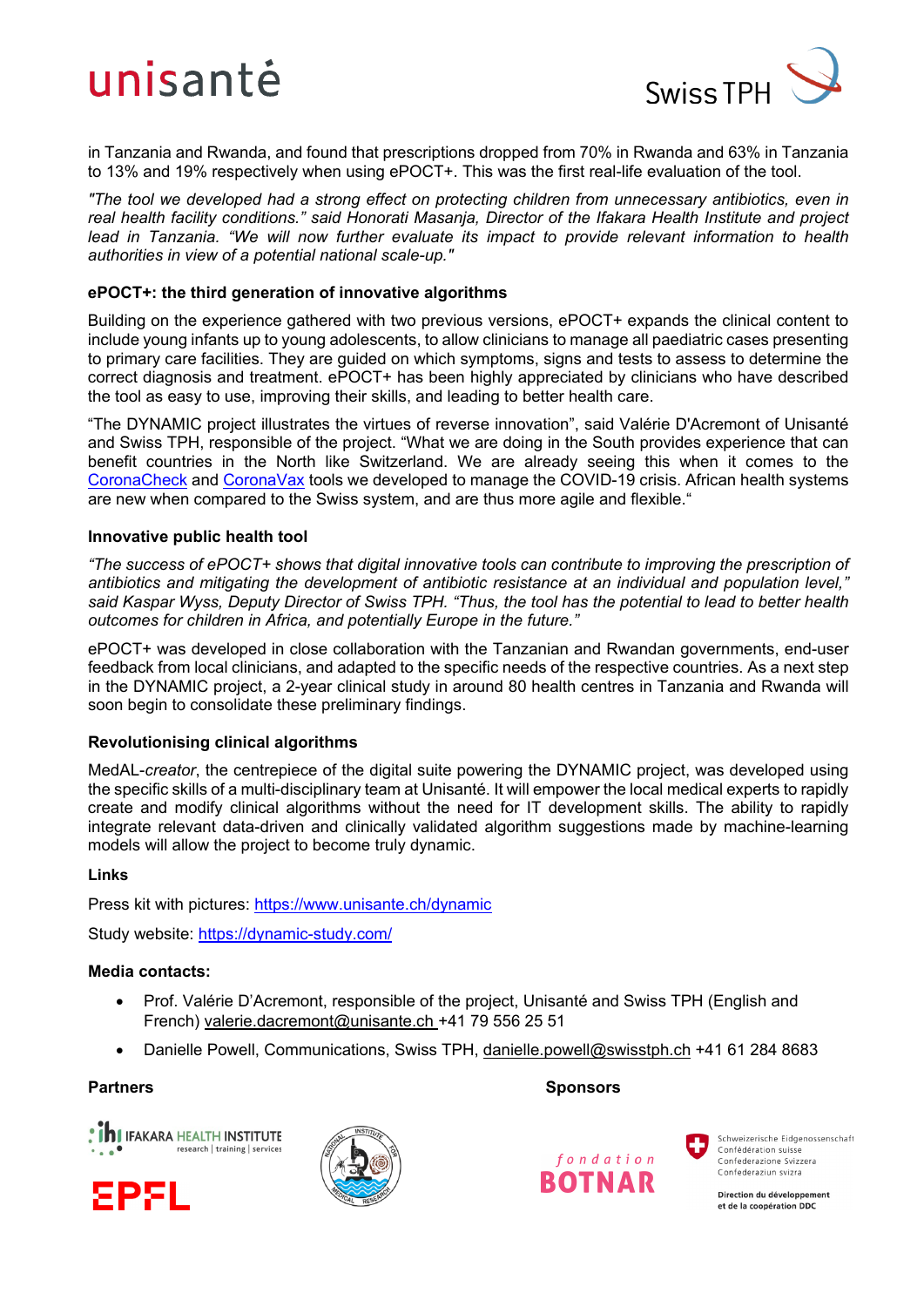in Tanzania and Rwanda, and found that prescriptions dropped from 70% in Rwanda and 63% in Tanzania to 13% and 19% respectively when using ePOCT+. This was the first real-life evaluation of the tool.

*"The tool we developed had a strong effect on protecting children from unnecessary antibiotics, even in real health facility conditions." said Honorati Masanja, Director of the Ifakara Health Institute and project lead in Tanzania. "We will now further evaluate its impact to provide relevant information to health authorities in view of a potential national scale-up."*

**ePOCT+: the third generation of innovative algorithms**

Building on the experience gathered with two previous versions, ePOCT+ expands the clinical content to include young infants up to young adolescents, to allow clinicians to manage all paediatric cases presenting to primary care facilities. They are guided on which symptoms, signs and tests to assess to determine the correct diagnosis and treatment. ePOCT+ has been highly appreciated by clinicians who have described the tool as easy to use, improving their skills, and leading to better health care.

"The DYNAMIC project illustrates the virtues of reverse innovation", said Valérie D'Acremont of Unisanté and Swiss TPH, responsible of the project. "What we are doing in the South provides experience that can benefit countries in the North like Switzerland. We are already seeing this when it comes to the CoronaCheck and CoronaVax tools we developed to manage the COVID-19 crisis. African health systems are new when compared to the Swiss system, and are thus more agile and flexible."

**Innovative public health tool**

*"The success of ePOCT+ shows that digital innovative tools can contribute to improving the prescription of antibiotics and mitigating the development of antibiotic resistance at an individual and population level," said Kaspar Wyss, Deputy Director of Swiss TPH. "Thus, the tool has the potential to lead to better health outcomes for children in Africa, and potentially Europe in the future."*

ePOCT+ was developed in close collaboration with the Tanzanian and Rwandan governments, end-user feedback from local clinicians, and adapted to the specific needs of the respective countries. As a next step in the DYNAMIC project, a 2-year clinical study in around 80 health centres in Tanzania and Rwanda will soon begin to consolidate these preliminary findings.

**Revolutionising clinical algorithms**

MedAL-*creator*, the centrepiece of the digital suite powering the DYNAMIC project, was developed using the specific skills of a multi-disciplinary team at Unisanté. It will empower the local medical experts to rapidly create and modify clinical algorithms without the need for IT development skills. The ability to rapidly integrate relevant data-driven and clinically validated algorithm suggestions made by machine-learning models will allow the project to become truly dynamic.

**Links**

Press kit with pictures: https://www.unisante.ch/dynamic

Study website: https://dynamic-study.com/

**Media contacts:**

- Prof. Valérie D'Acremont, responsible of the project, Unisanté and Swiss TPH (English and French) valerie.dacremont@unisante.ch +41 79 556 25 51
- Danielle Powell, Communications, Swiss TPH, danielle.powell@swisstph.ch +41 61 284 8683

**Partners**

**Sponsors**